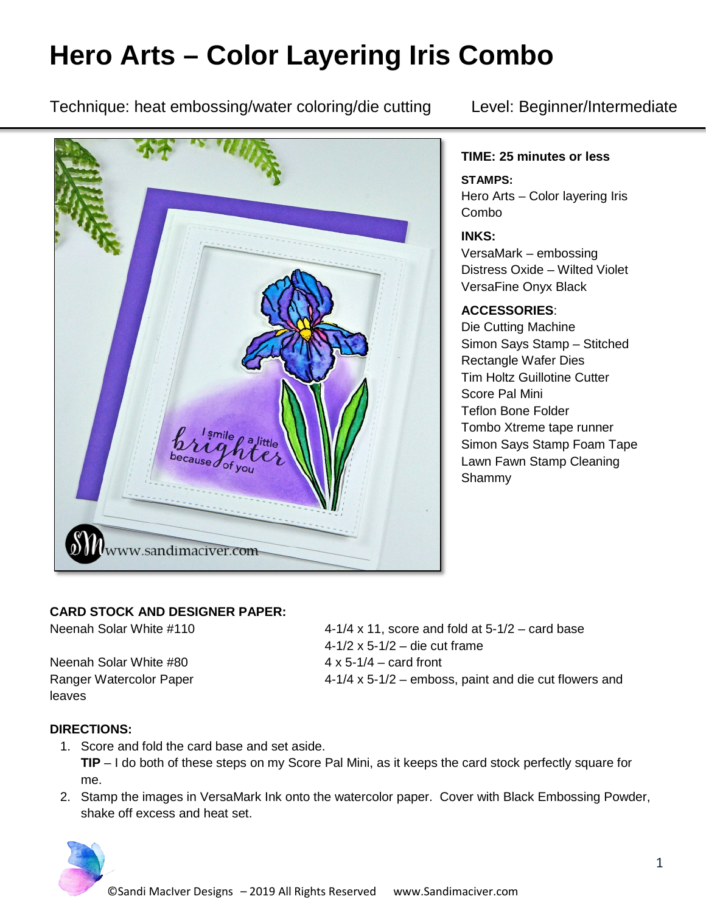# Hero Arts – Color Layering Iris Combo

Technique: heat embossing/water coloring/die cutting

Level: Beginner/Intermediate

**TIME: 25 minutes or less**

**STAMPS:**
Hero Arts – Color layering Iris Combo

**INKS:**
VersaMark – embossing
Distress Oxide – Wilted Violet
VersaFine Onyx Black

**ACCESSORIES**:
Die Cutting Machine
Simon Says Stamp – Stitched Rectangle Wafer Dies
Tim Holtz Guillotine Cutter
Score Pal Mini
Teflon Bone Folder
Tombo Xtreme tape runner
Simon Says Stamp Foam Tape
Lawn Fawn Stamp Cleaning Shammy

**CARD STOCK AND DESIGNER PAPER:**

| | |
|---|---|
| Neenah Solar White #110 | 4-1/4 x 11, score and fold at 5-1/2 – card base |
| | 4-1/2 x 5-1/2 – die cut frame |
| Neenah Solar White #80 | 4 x 5-1/4 – card front |
| Ranger Watercolor Paper | 4-1/4 x 5-1/2 – emboss, paint and die cut flowers and leaves |

**DIRECTIONS:**

1. Score and fold the card base and set aside.
   **TIP** – I do both of these steps on my Score Pal Mini, as it keeps the card stock perfectly square for me.
2. Stamp the images in VersaMark Ink onto the watercolor paper. Cover with Black Embossing Powder, shake off excess and heat set.

©Sandi MacIver Designs – 2019 All Rights Reserved www.Sandimaciver.com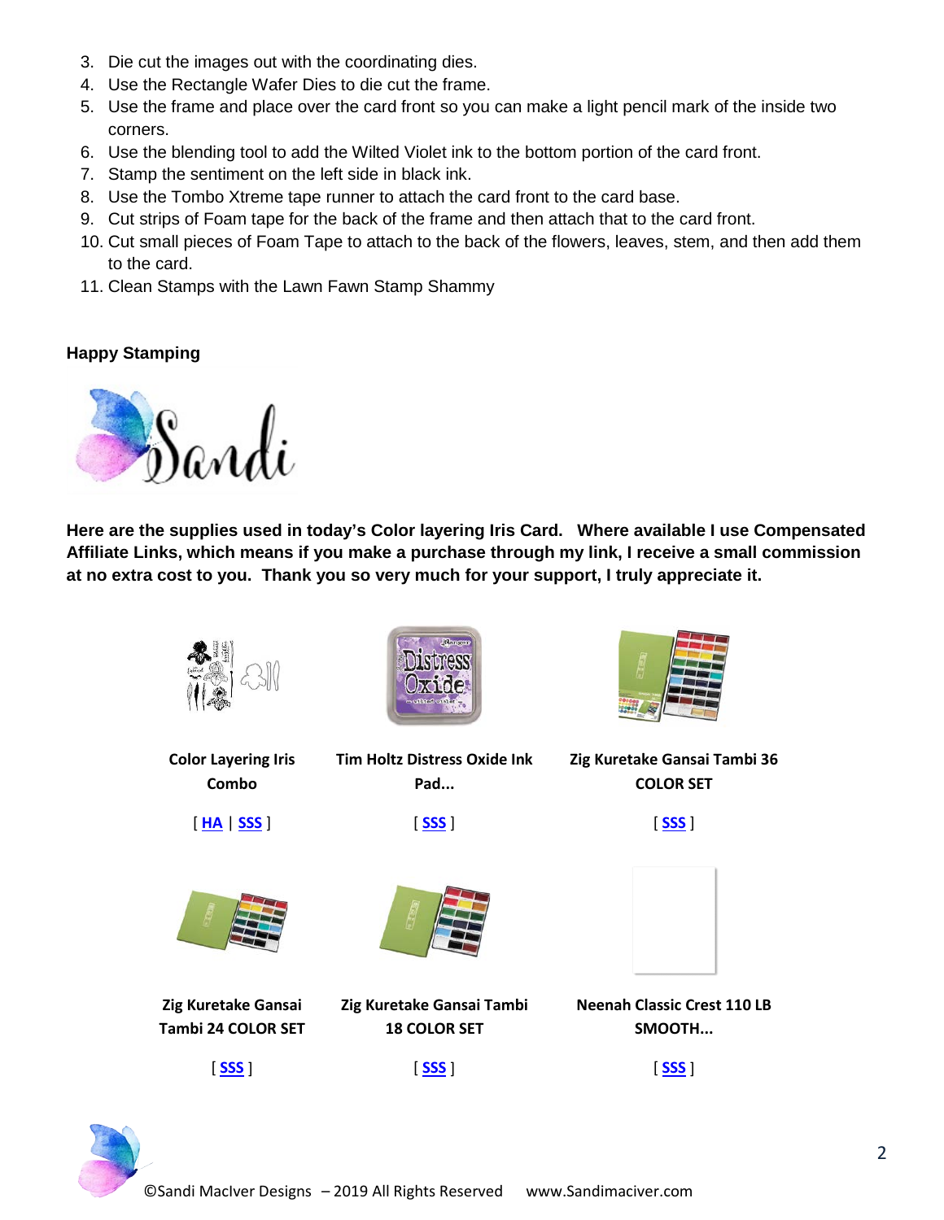3. Die cut the images out with the coordinating dies.
4. Use the Rectangle Wafer Dies to die cut the frame.
5. Use the frame and place over the card front so you can make a light pencil mark of the inside two corners.
6. Use the blending tool to add the Wilted Violet ink to the bottom portion of the card front.
7. Stamp the sentiment on the left side in black ink.
8. Use the Tombo Xtreme tape runner to attach the card front to the card base.
9. Cut strips of Foam tape for the back of the frame and then attach that to the card front.
10. Cut small pieces of Foam Tape to attach to the back of the flowers, leaves, stem, and then add them to the card.
11. Clean Stamps with the Lawn Fawn Stamp Shammy

**Happy Stamping**

Sandi

**Here are the supplies used in today's Color layering Iris Card. Where available I use Compensated Affiliate Links, which means if you make a purchase through my link, I receive a small commission at no extra cost to you. Thank you so very much for your support, I truly appreciate it.**

**Color Layering Iris Combo**
[ HA | SSS ]

**Tim Holtz Distress Oxide Ink Pad...**
[ SSS ]

**Zig Kuretake Gansai Tambi 36 COLOR SET**
[ SSS ]

**Zig Kuretake Gansai Tambi 24 COLOR SET**
[ SSS ]

**Zig Kuretake Gansai Tambi 18 COLOR SET**
[ SSS ]

**Neenah Classic Crest 110 LB SMOOTH...**
[ SSS ]

©Sandi MacIver Designs – 2019 All Rights Reserved www.Sandimaciver.com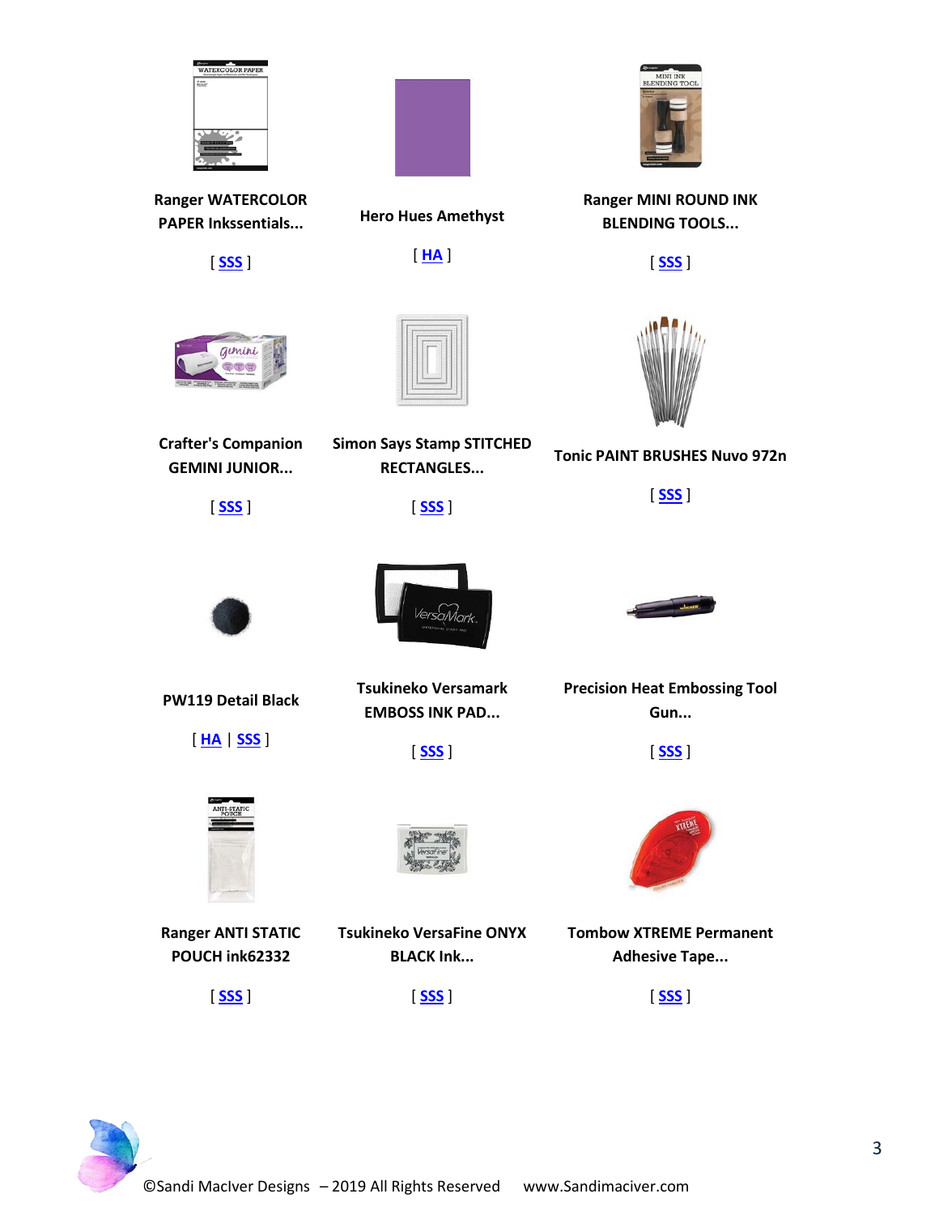**Ranger WATERCOLOR PAPER Inkssentials...**

[ SSS ]

**Hero Hues Amethyst**

[ HA ]

**Ranger MINI ROUND INK BLENDING TOOLS...**

[ SSS ]

**Crafter's Companion GEMINI JUNIOR...**

[ SSS ]

**Simon Says Stamp STITCHED RECTANGLES...**

[ SSS ]

**Tonic PAINT BRUSHES Nuvo 972n**

[ SSS ]

**PW119 Detail Black**

[ HA | SSS ]

**Tsukineko Versamark EMBOSS INK PAD...**

[ SSS ]

**Precision Heat Embossing Tool Gun...**

[ SSS ]

**Ranger ANTI STATIC POUCH ink62332**

[ SSS ]

**Tsukineko VersaFine ONYX BLACK Ink...**

[ SSS ]

**Tombow XTREME Permanent Adhesive Tape...**

[ SSS ]

©Sandi MacIver Designs – 2019 All Rights Reserved www.Sandimaciver.com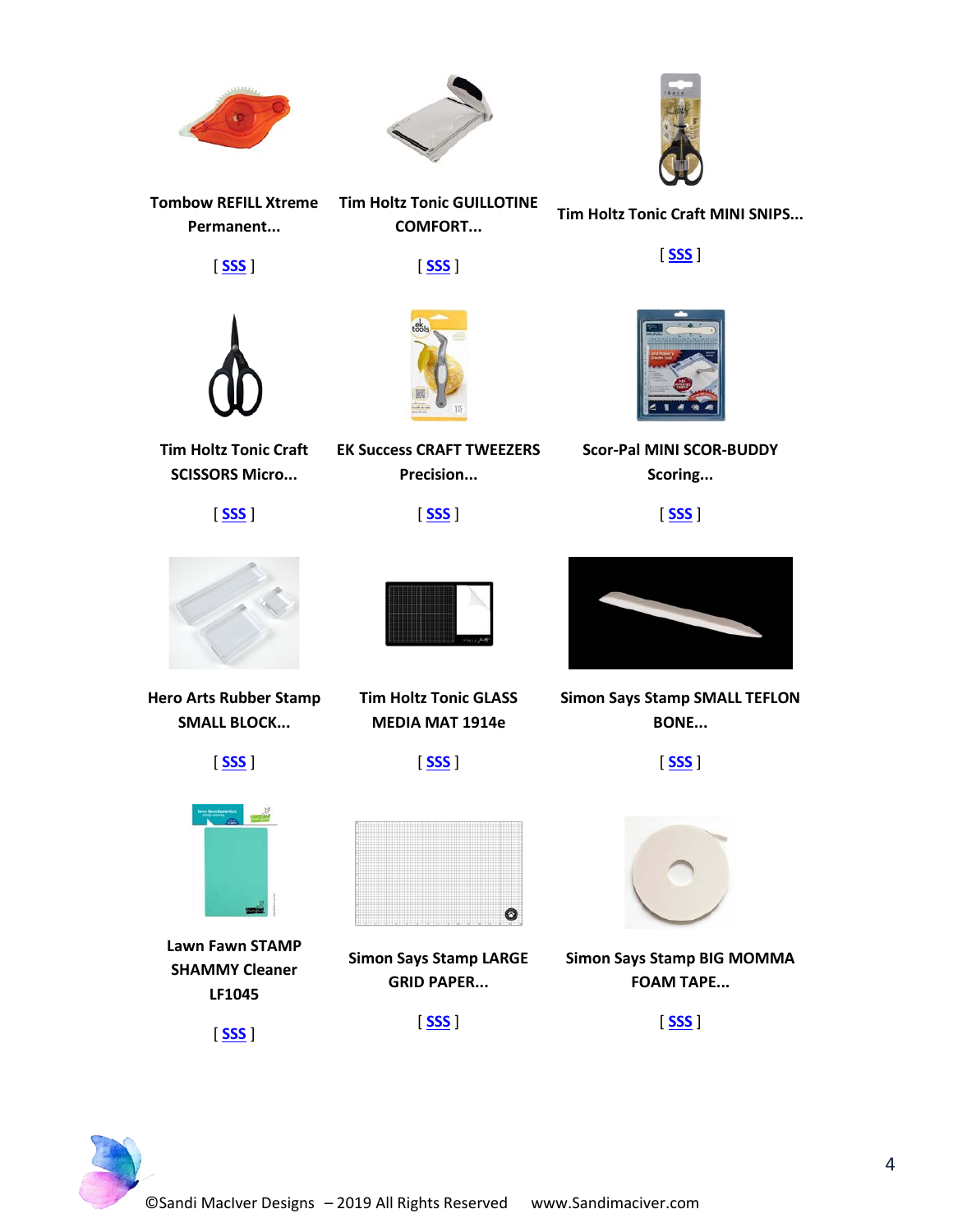**Tombow REFILL Xtreme Permanent...**

[ SSS ]

**Tim Holtz Tonic GUILLOTINE COMFORT...**

[ SSS ]

**Tim Holtz Tonic Craft MINI SNIPS...**

[ SSS ]

**Tim Holtz Tonic Craft SCISSORS Micro...**

[ SSS ]

**EK Success CRAFT TWEEZERS Precision...**

[ SSS ]

**Scor-Pal MINI SCOR-BUDDY Scoring...**

[ SSS ]

**Hero Arts Rubber Stamp SMALL BLOCK...**

[ SSS ]

**Tim Holtz Tonic GLASS MEDIA MAT 1914e**

[ SSS ]

**Simon Says Stamp SMALL TEFLON BONE...**

[ SSS ]

**Lawn Fawn STAMP SHAMMY Cleaner LF1045**

[ SSS ]

**Simon Says Stamp LARGE GRID PAPER...**

[ SSS ]

**Simon Says Stamp BIG MOMMA FOAM TAPE...**

[ SSS ]

©Sandi MacIver Designs – 2019 All Rights Reserved www.Sandimaciver.com